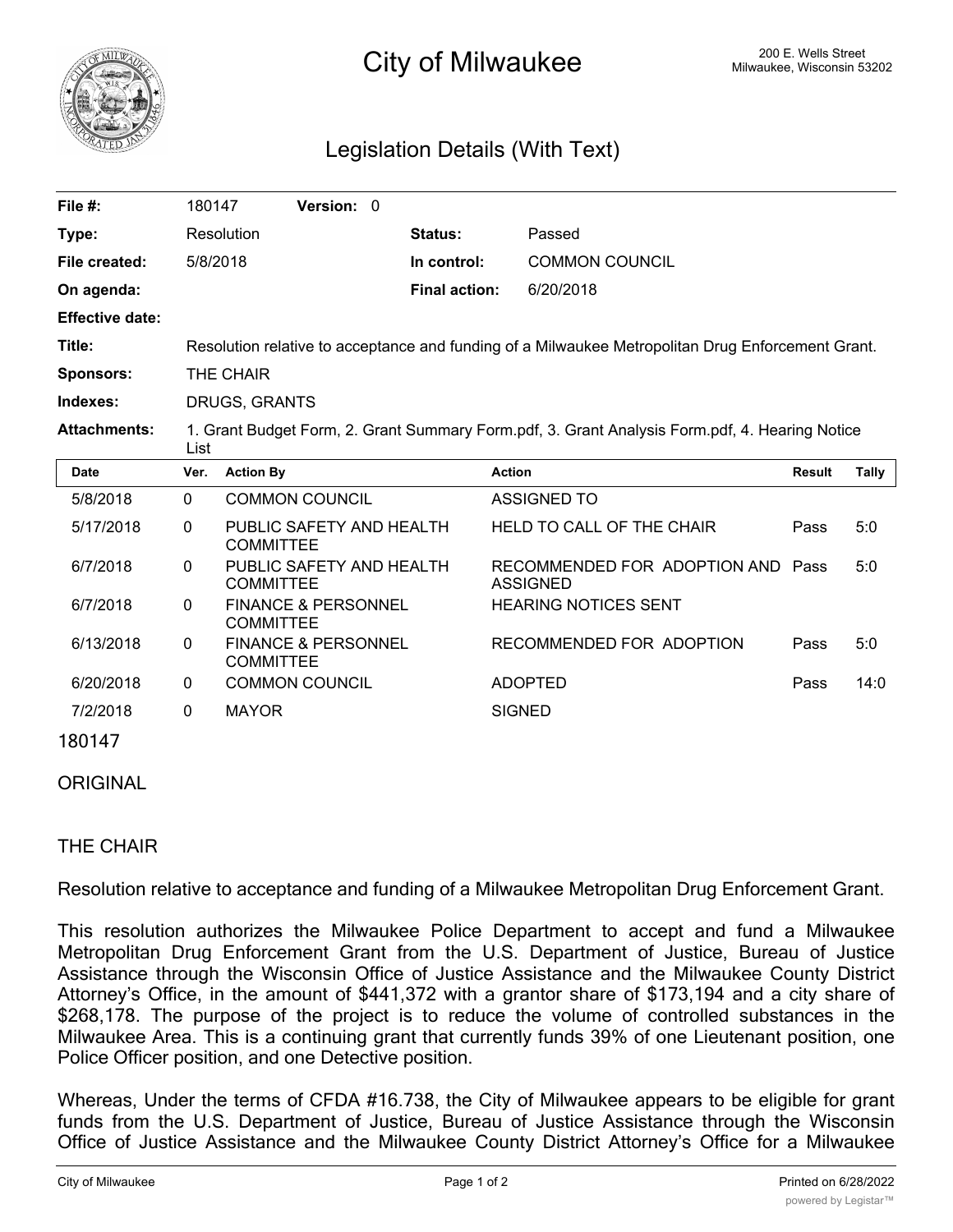# City of Milwaukee

200 E. Wells Street
Milwaukee, Wisconsin 53202

## Legislation Details (With Text)

| | | | |
|---|---|---|---|
| **File #:** | 180147 **Version:** 0 | | |
| **Type:** | Resolution | **Status:** | Passed |
| **File created:** | 5/8/2018 | **In control:** | COMMON COUNCIL |
| **On agenda:** | | **Final action:** | 6/20/2018 |
| **Effective date:** | | | |
| **Title:** | Resolution relative to acceptance and funding of a Milwaukee Metropolitan Drug Enforcement Grant. | | |
| **Sponsors:** | THE CHAIR | | |
| **Indexes:** | DRUGS, GRANTS | | |
| **Attachments:** | 1. Grant Budget Form, 2. Grant Summary Form.pdf, 3. Grant Analysis Form.pdf, 4. Hearing Notice List | | |

| Date | Ver. | Action By | Action | Result | Tally |
|---|---|---|---|---|---|
| 5/8/2018 | 0 | COMMON COUNCIL | ASSIGNED TO | | |
| 5/17/2018 | 0 | PUBLIC SAFETY AND HEALTH COMMITTEE | HELD TO CALL OF THE CHAIR | Pass | 5:0 |
| 6/7/2018 | 0 | PUBLIC SAFETY AND HEALTH COMMITTEE | RECOMMENDED FOR ADOPTION AND ASSIGNED | Pass | 5:0 |
| 6/7/2018 | 0 | FINANCE & PERSONNEL COMMITTEE | HEARING NOTICES SENT | | |
| 6/13/2018 | 0 | FINANCE & PERSONNEL COMMITTEE | RECOMMENDED FOR ADOPTION | Pass | 5:0 |
| 6/20/2018 | 0 | COMMON COUNCIL | ADOPTED | Pass | 14:0 |
| 7/2/2018 | 0 | MAYOR | SIGNED | | |

180147

ORIGINAL

THE CHAIR

Resolution relative to acceptance and funding of a Milwaukee Metropolitan Drug Enforcement Grant.

This resolution authorizes the Milwaukee Police Department to accept and fund a Milwaukee Metropolitan Drug Enforcement Grant from the U.S. Department of Justice, Bureau of Justice Assistance through the Wisconsin Office of Justice Assistance and the Milwaukee County District Attorney's Office, in the amount of $441,372 with a grantor share of $173,194 and a city share of $268,178. The purpose of the project is to reduce the volume of controlled substances in the Milwaukee Area. This is a continuing grant that currently funds 39% of one Lieutenant position, one Police Officer position, and one Detective position.

Whereas, Under the terms of CFDA #16.738, the City of Milwaukee appears to be eligible for grant funds from the U.S. Department of Justice, Bureau of Justice Assistance through the Wisconsin Office of Justice Assistance and the Milwaukee County District Attorney's Office for a Milwaukee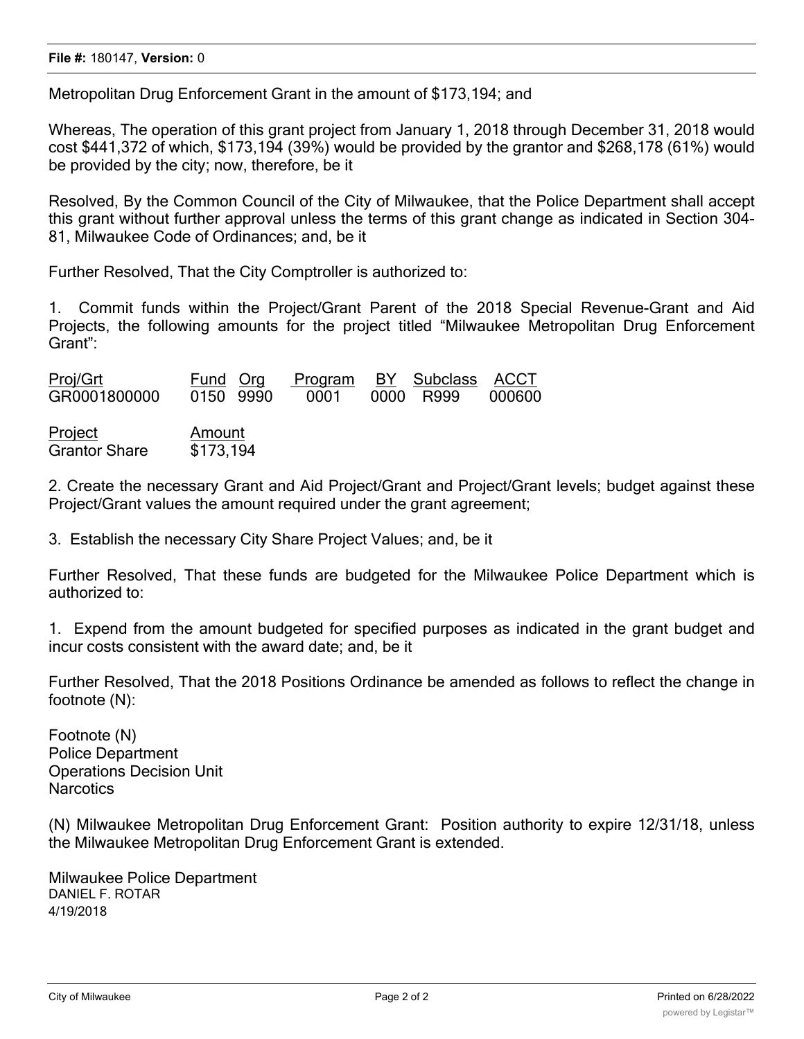Metropolitan Drug Enforcement Grant in the amount of $173,194; and

Whereas, The operation of this grant project from January 1, 2018 through December 31, 2018 would cost $441,372 of which, $173,194 (39%) would be provided by the grantor and $268,178 (61%) would be provided by the city; now, therefore, be it

Resolved, By the Common Council of the City of Milwaukee, that the Police Department shall accept this grant without further approval unless the terms of this grant change as indicated in Section 304-81, Milwaukee Code of Ordinances; and, be it

Further Resolved, That the City Comptroller is authorized to:

1. Commit funds within the Project/Grant Parent of the 2018 Special Revenue-Grant and Aid Projects, the following amounts for the project titled "Milwaukee Metropolitan Drug Enforcement Grant":

| Proj/Grt | Fund | Org | Program | BY | Subclass | ACCT |
|---|---|---|---|---|---|---|
| GR0001800000 | 0150 | 9990 | 0001 | 0000 | R999 | 000600 |

| Project | Amount |
|---|---|
| Grantor Share | $173,194 |

2. Create the necessary Grant and Aid Project/Grant and Project/Grant levels; budget against these Project/Grant values the amount required under the grant agreement;

3. Establish the necessary City Share Project Values; and, be it

Further Resolved, That these funds are budgeted for the Milwaukee Police Department which is authorized to:

1. Expend from the amount budgeted for specified purposes as indicated in the grant budget and incur costs consistent with the award date; and, be it

Further Resolved, That the 2018 Positions Ordinance be amended as follows to reflect the change in footnote (N):

Footnote (N)
Police Department
Operations Decision Unit
Narcotics

(N) Milwaukee Metropolitan Drug Enforcement Grant: Position authority to expire 12/31/18, unless the Milwaukee Metropolitan Drug Enforcement Grant is extended.

Milwaukee Police Department
DANIEL F. ROTAR
4/19/2018